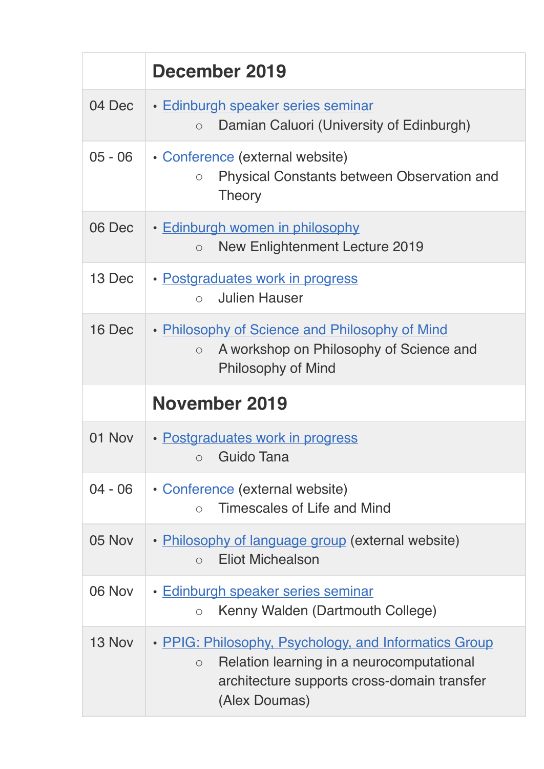| | December 2019 |
|---|---|
| 04 Dec | • Edinburgh speaker series seminar<br>○ Damian Caluori (University of Edinburgh) |
| 05 - 06 | • Conference (external website)<br>○ Physical Constants between Observation and Theory |
| 06 Dec | • Edinburgh women in philosophy<br>○ New Enlightenment Lecture 2019 |
| 13 Dec | • Postgraduates work in progress<br>○ Julien Hauser |
| 16 Dec | • Philosophy of Science and Philosophy of Mind<br>○ A workshop on Philosophy of Science and Philosophy of Mind |
| | **November 2019** |
| 01 Nov | • Postgraduates work in progress<br>○ Guido Tana |
| 04 - 06 | • Conference (external website)<br>○ Timescales of Life and Mind |
| 05 Nov | • Philosophy of language group (external website)<br>○ Eliot Michaelson |
| 06 Nov | • Edinburgh speaker series seminar<br>○ Kenny Walden (Dartmouth College) |
| 13 Nov | • PPIG: Philosophy, Psychology, and Informatics Group<br>○ Relation learning in a neurocomputational architecture supports cross-domain transfer (Alex Doumas) |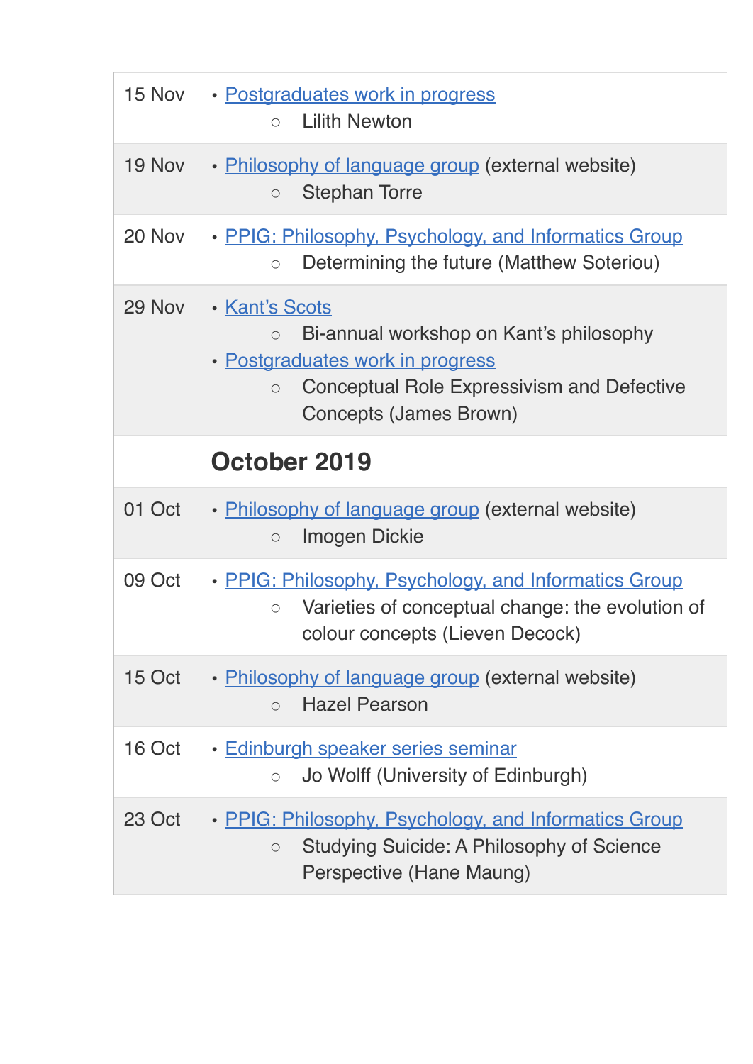| | |
|---|---|
| 15 Nov | • Postgraduates work in progress<br>○ Lilith Newton |
| 19 Nov | • Philosophy of language group (external website)<br>○ Stephan Torre |
| 20 Nov | • PPIG: Philosophy, Psychology, and Informatics Group<br>○ Determining the future (Matthew Soteriou) |
| 29 Nov | • Kant's Scots<br>○ Bi-annual workshop on Kant's philosophy<br>• Postgraduates work in progress<br>○ Conceptual Role Expressivism and Defective Concepts (James Brown) |
| | **October 2019** |
| 01 Oct | • Philosophy of language group (external website)<br>○ Imogen Dickie |
| 09 Oct | • PPIG: Philosophy, Psychology, and Informatics Group<br>○ Varieties of conceptual change: the evolution of colour concepts (Lieven Decock) |
| 15 Oct | • Philosophy of language group (external website)<br>○ Hazel Pearson |
| 16 Oct | • Edinburgh speaker series seminar<br>○ Jo Wolff (University of Edinburgh) |
| 23 Oct | • PPIG: Philosophy, Psychology, and Informatics Group<br>○ Studying Suicide: A Philosophy of Science Perspective (Hane Maung) |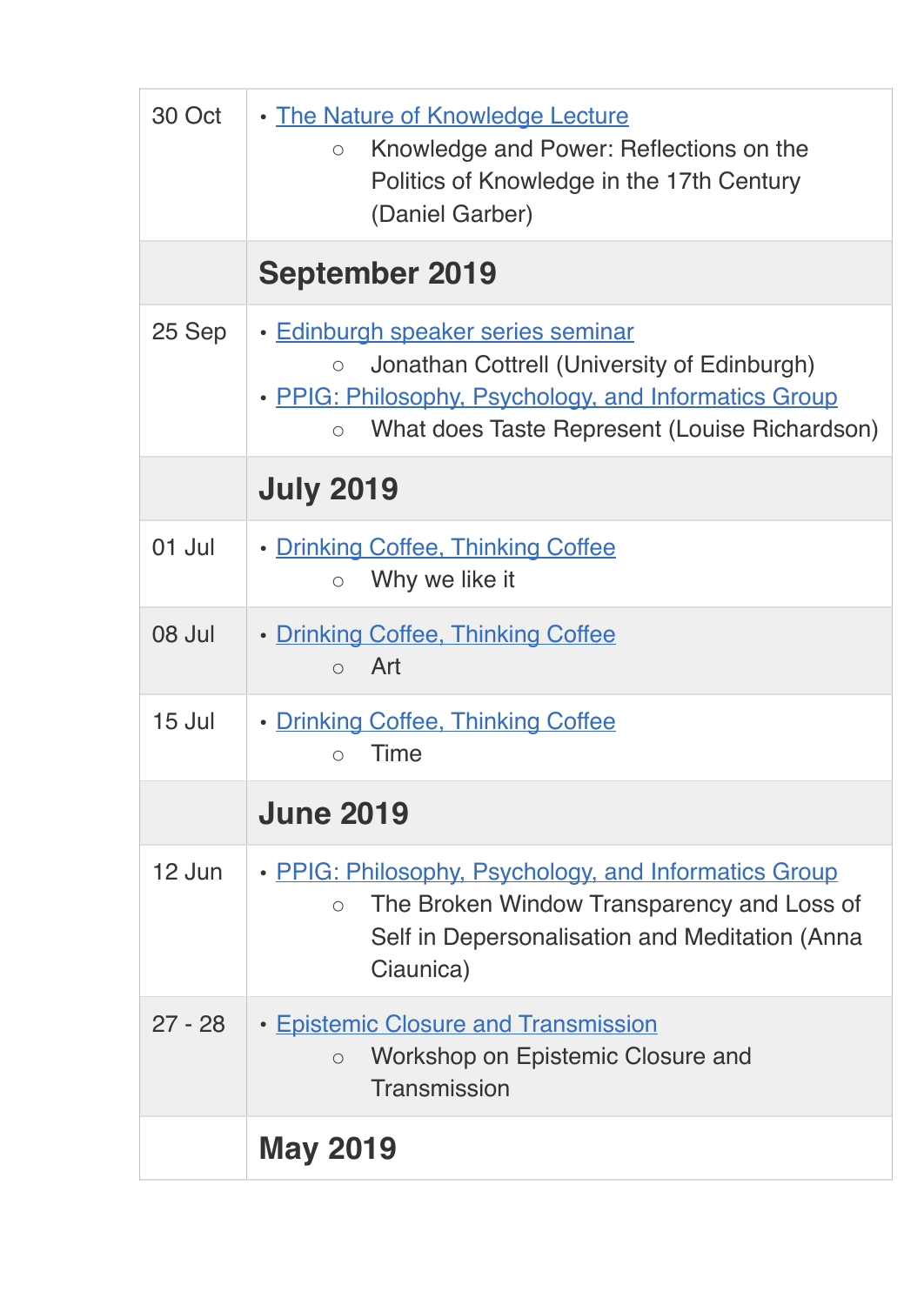| 30 Oct | • The Nature of Knowledge Lecture<br>  ○ Knowledge and Power: Reflections on the Politics of Knowledge in the 17th Century (Daniel Garber) |
|---|---|
| | **September 2019** |
| 25 Sep | • Edinburgh speaker series seminar<br>  ○ Jonathan Cottrell (University of Edinburgh)<br>• PPIG: Philosophy, Psychology, and Informatics Group<br>  ○ What does Taste Represent (Louise Richardson) |
| | **July 2019** |
| 01 Jul | • Drinking Coffee, Thinking Coffee<br>  ○ Why we like it |
| 08 Jul | • Drinking Coffee, Thinking Coffee<br>  ○ Art |
| 15 Jul | • Drinking Coffee, Thinking Coffee<br>  ○ Time |
| | **June 2019** |
| 12 Jun | • PPIG: Philosophy, Psychology, and Informatics Group<br>  ○ The Broken Window Transparency and Loss of Self in Depersonalisation and Meditation (Anna Ciaunica) |
| 27 - 28 | • Epistemic Closure and Transmission<br>  ○ Workshop on Epistemic Closure and Transmission |
| | **May 2019** |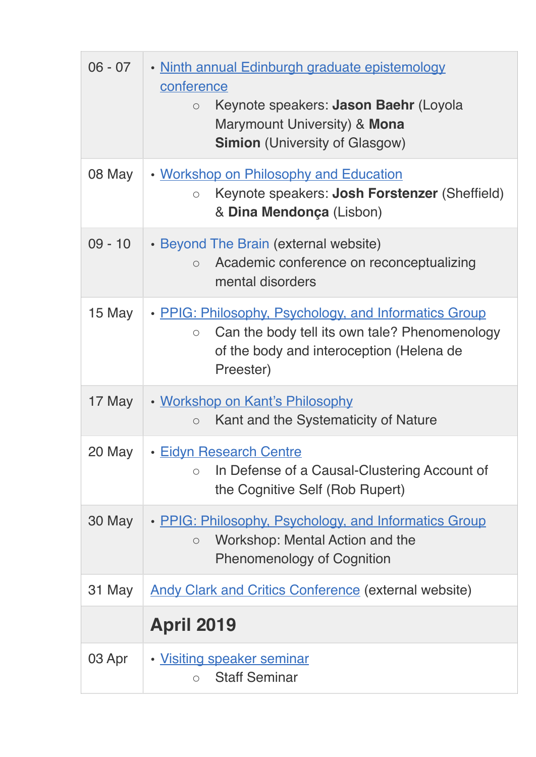| | |
|---|---|
| 06 - 07 | • Ninth annual Edinburgh graduate epistemology conference<br>○ Keynote speakers: **Jason Baehr** (Loyola Marymount University) & **Mona Simion** (University of Glasgow) |
| 08 May | • Workshop on Philosophy and Education<br>○ Keynote speakers: **Josh Forstenzer** (Sheffield) & **Dina Mendonça** (Lisbon) |
| 09 - 10 | • Beyond The Brain (external website)<br>○ Academic conference on reconceptualizing mental disorders |
| 15 May | • PPIG: Philosophy, Psychology, and Informatics Group<br>○ Can the body tell its own tale? Phenomenology of the body and interoception (Helena de Preester) |
| 17 May | • Workshop on Kant's Philosophy<br>○ Kant and the Systematicity of Nature |
| 20 May | • Eidyn Research Centre<br>○ In Defense of a Causal-Clustering Account of the Cognitive Self (Rob Rupert) |
| 30 May | • PPIG: Philosophy, Psychology, and Informatics Group<br>○ Workshop: Mental Action and the Phenomenology of Cognition |
| 31 May | Andy Clark and Critics Conference (external website) |
| | **April 2019** |
| 03 Apr | • Visiting speaker seminar<br>○ Staff Seminar |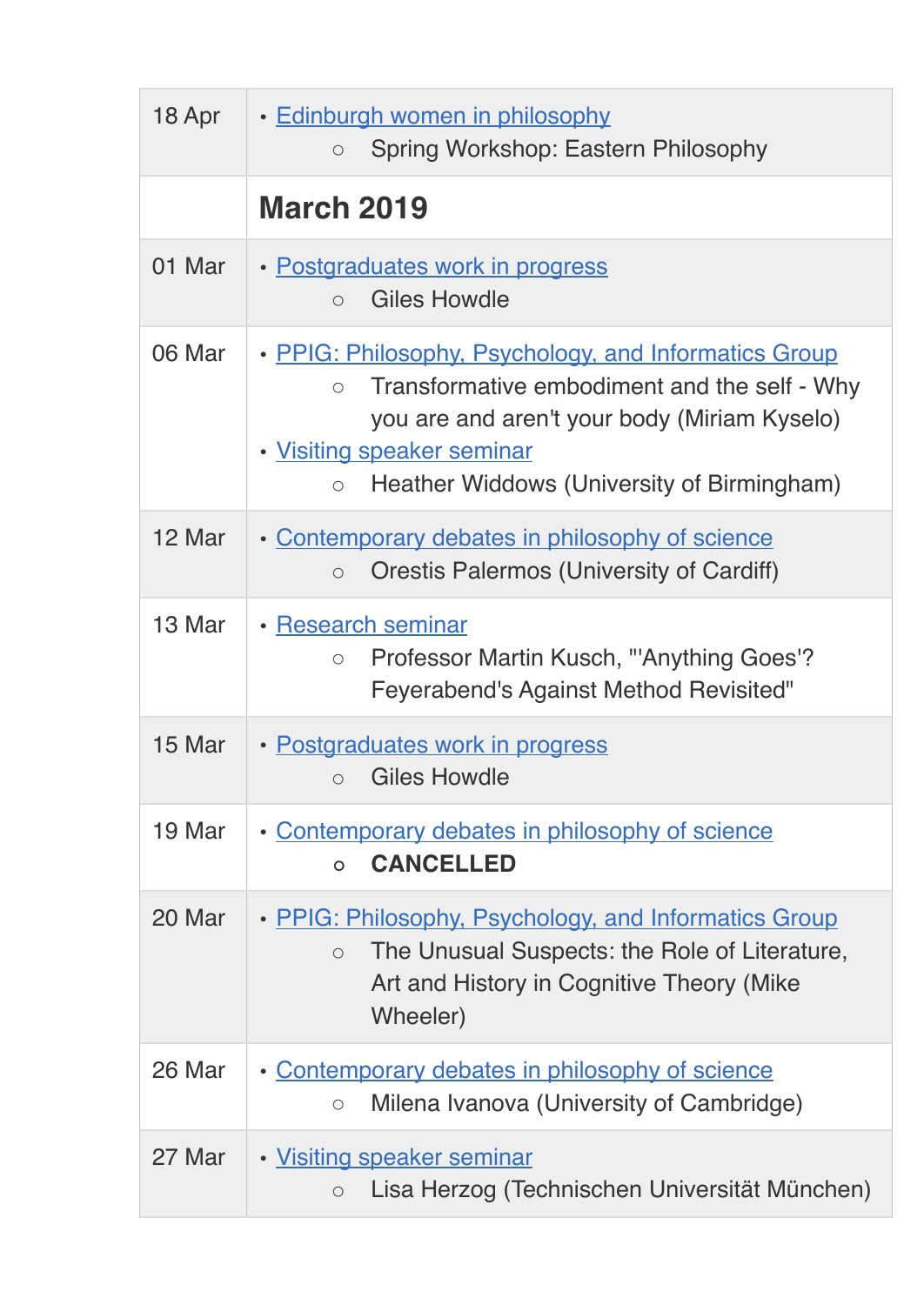| | |
|---|---|
| 18 Apr | • Edinburgh women in philosophy<br>  ○ Spring Workshop: Eastern Philosophy |
| | **March 2019** |
| 01 Mar | • Postgraduates work in progress<br>  ○ Giles Howdle |
| 06 Mar | • PPIG: Philosophy, Psychology, and Informatics Group<br>  ○ Transformative embodiment and the self - Why you are and aren't your body (Miriam Kyselo)<br>• Visiting speaker seminar<br>  ○ Heather Widdows (University of Birmingham) |
| 12 Mar | • Contemporary debates in philosophy of science<br>  ○ Orestis Palermos (University of Cardiff) |
| 13 Mar | • Research seminar<br>  ○ Professor Martin Kusch, "'Anything Goes'? Feyerabend's Against Method Revisited" |
| 15 Mar | • Postgraduates work in progress<br>  ○ Giles Howdle |
| 19 Mar | • Contemporary debates in philosophy of science<br>  ○ **CANCELLED** |
| 20 Mar | • PPIG: Philosophy, Psychology, and Informatics Group<br>  ○ The Unusual Suspects: the Role of Literature, Art and History in Cognitive Theory (Mike Wheeler) |
| 26 Mar | • Contemporary debates in philosophy of science<br>  ○ Milena Ivanova (University of Cambridge) |
| 27 Mar | • Visiting speaker seminar<br>  ○ Lisa Herzog (Technischen Universität München) |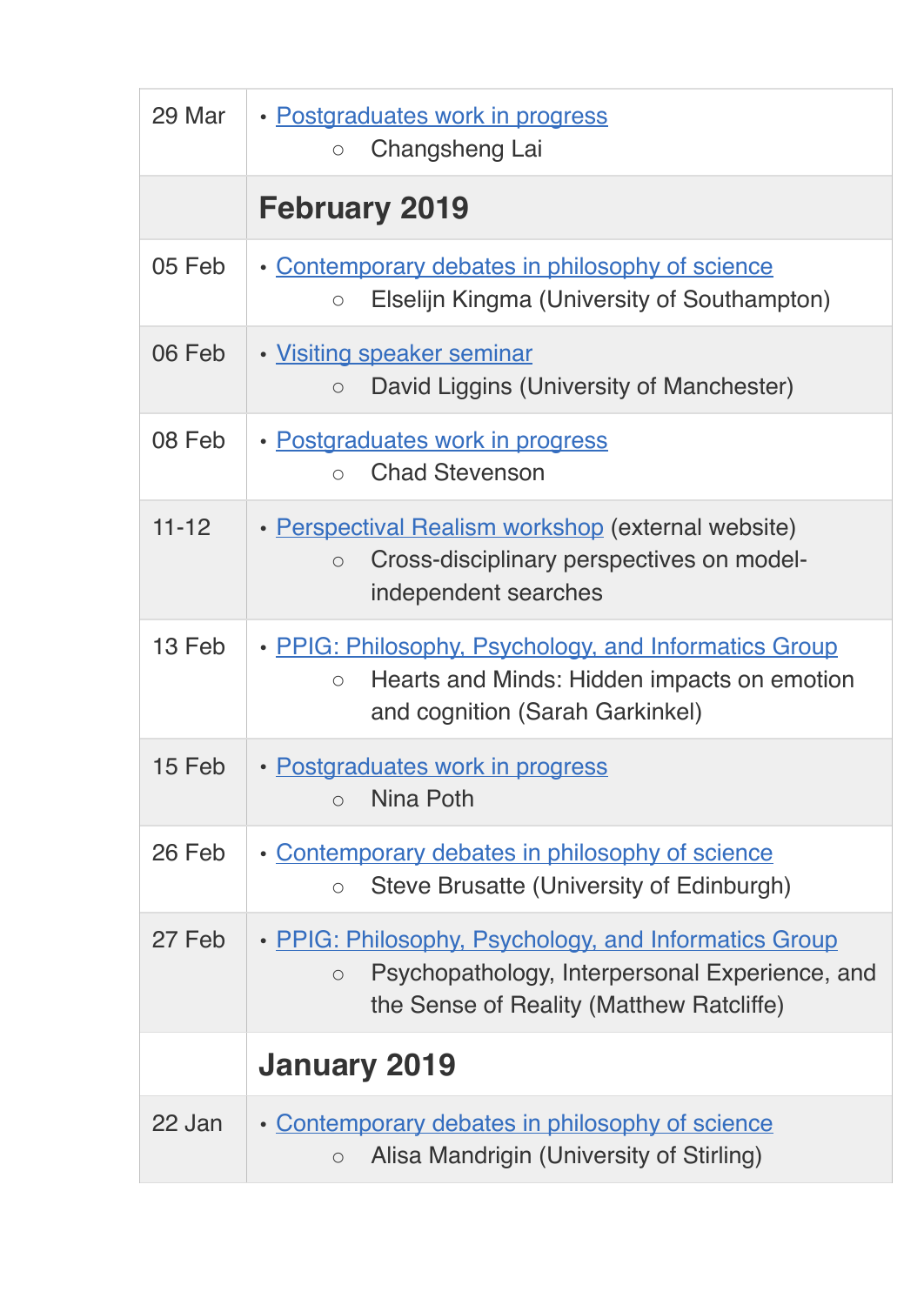| | |
|---|---|
| 29 Mar | • Postgraduates work in progress<br>  ○ Changsheng Lai |
| | **February 2019** |
| 05 Feb | • Contemporary debates in philosophy of science<br>  ○ Elselijn Kingma (University of Southampton) |
| 06 Feb | • Visiting speaker seminar<br>  ○ David Liggins (University of Manchester) |
| 08 Feb | • Postgraduates work in progress<br>  ○ Chad Stevenson |
| 11-12 | • Perspectival Realism workshop (external website)<br>  ○ Cross-disciplinary perspectives on model-independent searches |
| 13 Feb | • PPIG: Philosophy, Psychology, and Informatics Group<br>  ○ Hearts and Minds: Hidden impacts on emotion and cognition (Sarah Garkinkel) |
| 15 Feb | • Postgraduates work in progress<br>  ○ Nina Poth |
| 26 Feb | • Contemporary debates in philosophy of science<br>  ○ Steve Brusatte (University of Edinburgh) |
| 27 Feb | • PPIG: Philosophy, Psychology, and Informatics Group<br>  ○ Psychopathology, Interpersonal Experience, and the Sense of Reality (Matthew Ratcliffe) |
| | **January 2019** |
| 22 Jan | • Contemporary debates in philosophy of science<br>  ○ Alisa Mandrigin (University of Stirling) |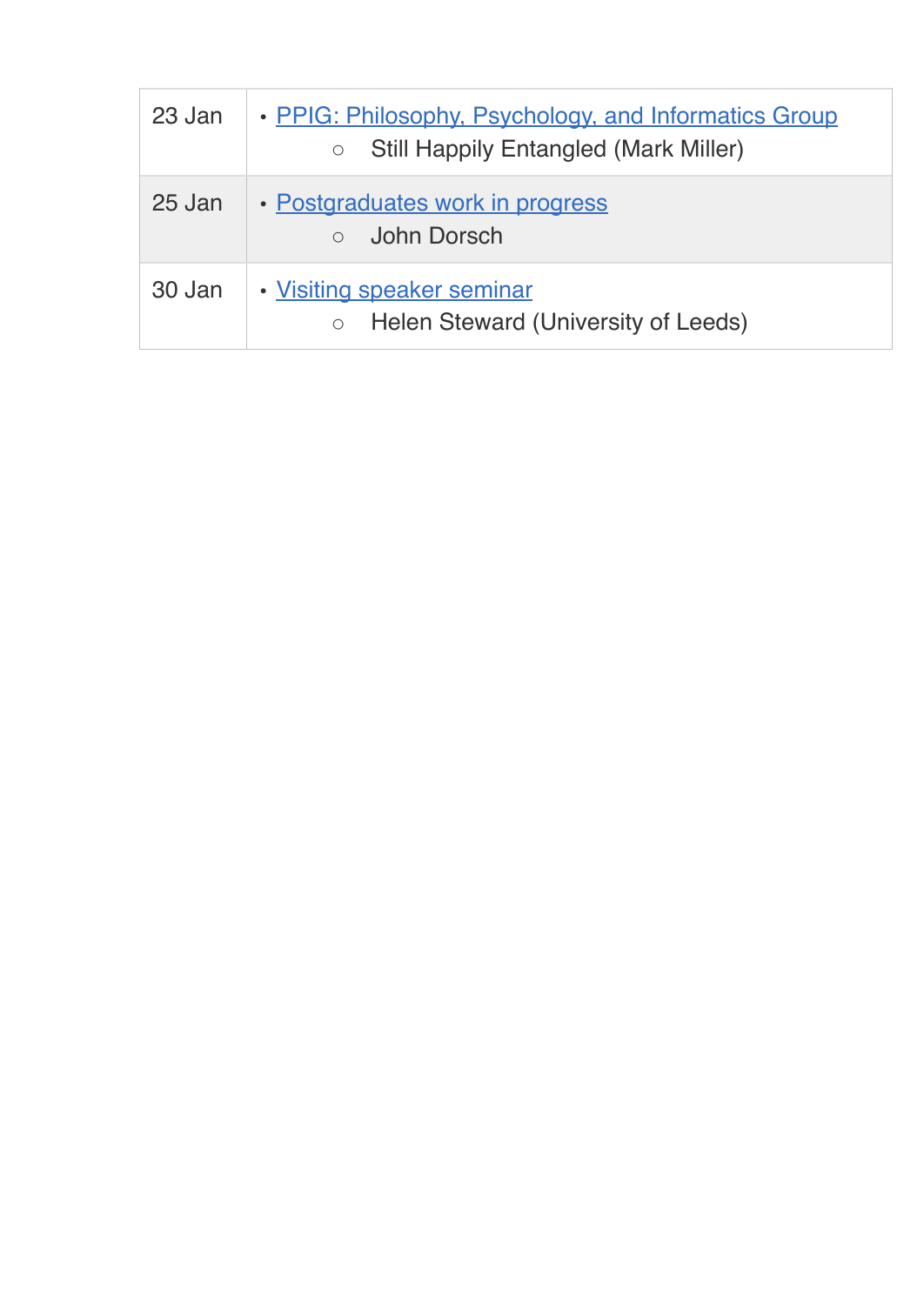| | |
|---|---|
| 23 Jan | • PPIG: Philosophy, Psychology, and Informatics Group<br>○ Still Happily Entangled (Mark Miller) |
| 25 Jan | • Postgraduates work in progress<br>○ John Dorsch |
| 30 Jan | • Visiting speaker seminar<br>○ Helen Steward (University of Leeds) |